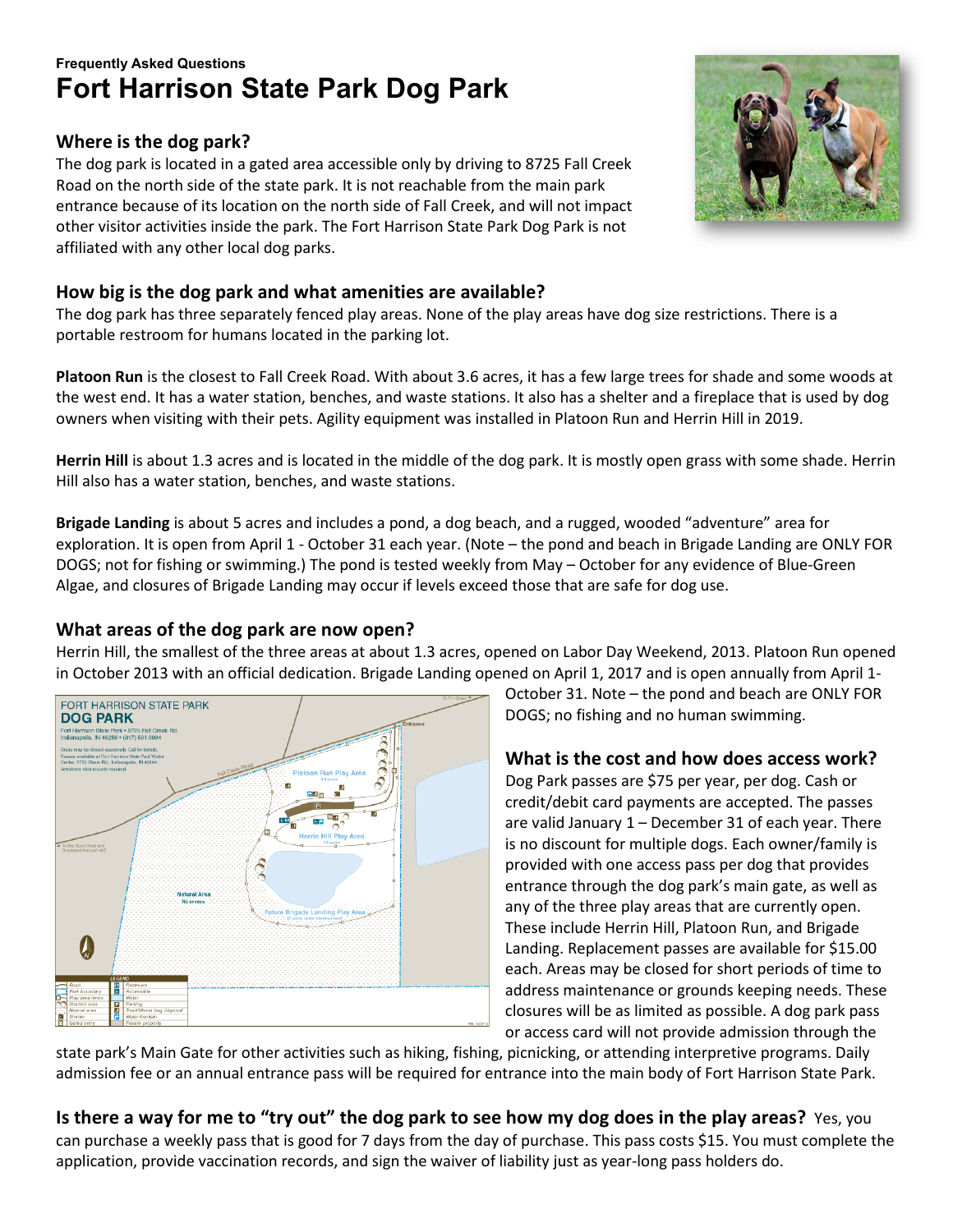**Frequently Asked Questions**

# Fort Harrison State Park Dog Park

## Where is the dog park?

The dog park is located in a gated area accessible only by driving to 8725 Fall Creek Road on the north side of the state park. It is not reachable from the main park entrance because of its location on the north side of Fall Creek, and will not impact other visitor activities inside the park. The Fort Harrison State Park Dog Park is not affiliated with any other local dog parks.

## How big is the dog park and what amenities are available?

The dog park has three separately fenced play areas. None of the play areas have dog size restrictions. There is a portable restroom for humans located in the parking lot.

**Platoon Run** is the closest to Fall Creek Road. With about 3.6 acres, it has a few large trees for shade and some woods at the west end. It has a water station, benches, and waste stations. It also has a shelter and a fireplace that is used by dog owners when visiting with their pets. Agility equipment was installed in Platoon Run and Herrin Hill in 2019.

**Herrin Hill** is about 1.3 acres and is located in the middle of the dog park. It is mostly open grass with some shade. Herrin Hill also has a water station, benches, and waste stations.

**Brigade Landing** is about 5 acres and includes a pond, a dog beach, and a rugged, wooded "adventure" area for exploration. It is open from April 1 - October 31 each year. (Note – the pond and beach in Brigade Landing are ONLY FOR DOGS; not for fishing or swimming.) The pond is tested weekly from May – October for any evidence of Blue-Green Algae, and closures of Brigade Landing may occur if levels exceed those that are safe for dog use.

## What areas of the dog park are now open?

Herrin Hill, the smallest of the three areas at about 1.3 acres, opened on Labor Day Weekend, 2013. Platoon Run opened in October 2013 with an official dedication. Brigade Landing opened on April 1, 2017 and is open annually from April 1- October 31. Note – the pond and beach are ONLY FOR DOGS; no fishing and no human swimming.

## What is the cost and how does access work?

Dog Park passes are $75 per year, per dog. Cash or credit/debit card payments are accepted. The passes are valid January 1 – December 31 of each year. There is no discount for multiple dogs. Each owner/family is provided with one access pass per dog that provides entrance through the dog park's main gate, as well as any of the three play areas that are currently open. These include Herrin Hill, Platoon Run, and Brigade Landing. Replacement passes are available for $15.00 each. Areas may be closed for short periods of time to address maintenance or grounds keeping needs. These closures will be as limited as possible. A dog park pass or access card will not provide admission through the state park's Main Gate for other activities such as hiking, fishing, picnicking, or attending interpretive programs. Daily admission fee or an annual entrance pass will be required for entrance into the main body of Fort Harrison State Park.

## Is there a way for me to "try out" the dog park to see how my dog does in the play areas?

Yes, you can purchase a weekly pass that is good for 7 days from the day of purchase. This pass costs $15. You must complete the application, provide vaccination records, and sign the waiver of liability just as year-long pass holders do.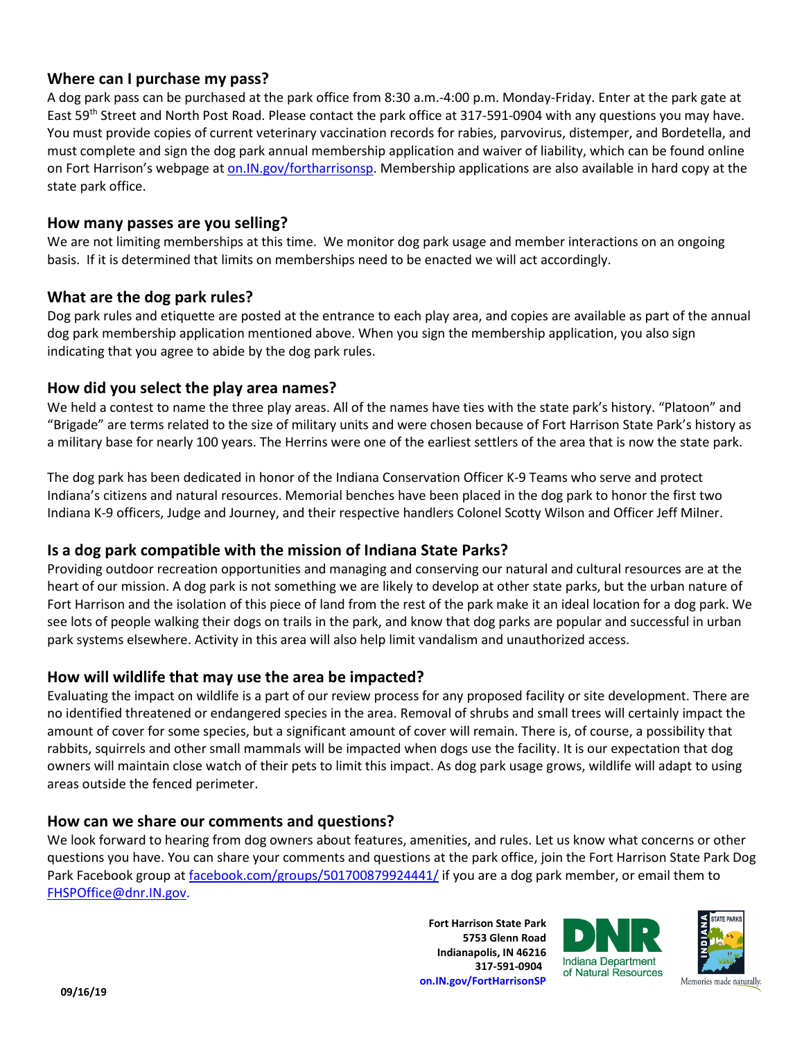## Where can I purchase my pass?

A dog park pass can be purchased at the park office from 8:30 a.m.-4:00 p.m. Monday-Friday. Enter at the park gate at East 59th Street and North Post Road. Please contact the park office at 317-591-0904 with any questions you may have. You must provide copies of current veterinary vaccination records for rabies, parvovirus, distemper, and Bordetella, and must complete and sign the dog park annual membership application and waiver of liability, which can be found online on Fort Harrison's webpage at on.IN.gov/fortharrisonsp. Membership applications are also available in hard copy at the state park office.

## How many passes are you selling?

We are not limiting memberships at this time. We monitor dog park usage and member interactions on an ongoing basis. If it is determined that limits on memberships need to be enacted we will act accordingly.

## What are the dog park rules?

Dog park rules and etiquette are posted at the entrance to each play area, and copies are available as part of the annual dog park membership application mentioned above. When you sign the membership application, you also sign indicating that you agree to abide by the dog park rules.

## How did you select the play area names?

We held a contest to name the three play areas. All of the names have ties with the state park's history. "Platoon" and "Brigade" are terms related to the size of military units and were chosen because of Fort Harrison State Park's history as a military base for nearly 100 years. The Herrins were one of the earliest settlers of the area that is now the state park.

The dog park has been dedicated in honor of the Indiana Conservation Officer K-9 Teams who serve and protect Indiana's citizens and natural resources. Memorial benches have been placed in the dog park to honor the first two Indiana K-9 officers, Judge and Journey, and their respective handlers Colonel Scotty Wilson and Officer Jeff Milner.

## Is a dog park compatible with the mission of Indiana State Parks?

Providing outdoor recreation opportunities and managing and conserving our natural and cultural resources are at the heart of our mission. A dog park is not something we are likely to develop at other state parks, but the urban nature of Fort Harrison and the isolation of this piece of land from the rest of the park make it an ideal location for a dog park. We see lots of people walking their dogs on trails in the park, and know that dog parks are popular and successful in urban park systems elsewhere. Activity in this area will also help limit vandalism and unauthorized access.

## How will wildlife that may use the area be impacted?

Evaluating the impact on wildlife is a part of our review process for any proposed facility or site development. There are no identified threatened or endangered species in the area. Removal of shrubs and small trees will certainly impact the amount of cover for some species, but a significant amount of cover will remain. There is, of course, a possibility that rabbits, squirrels and other small mammals will be impacted when dogs use the facility. It is our expectation that dog owners will maintain close watch of their pets to limit this impact. As dog park usage grows, wildlife will adapt to using areas outside the fenced perimeter.

## How can we share our comments and questions?

We look forward to hearing from dog owners about features, amenities, and rules. Let us know what concerns or other questions you have. You can share your comments and questions at the park office, join the Fort Harrison State Park Dog Park Facebook group at facebook.com/groups/501700879924441/ if you are a dog park member, or email them to FHSPOffice@dnr.IN.gov.

**Fort Harrison State Park**
**5753 Glenn Road**
**Indianapolis, IN 46216**
**317-591-0904**
**on.IN.gov/FortHarrisonSP**

Indiana Department of Natural Resources

Memories made naturally.

**09/16/19**